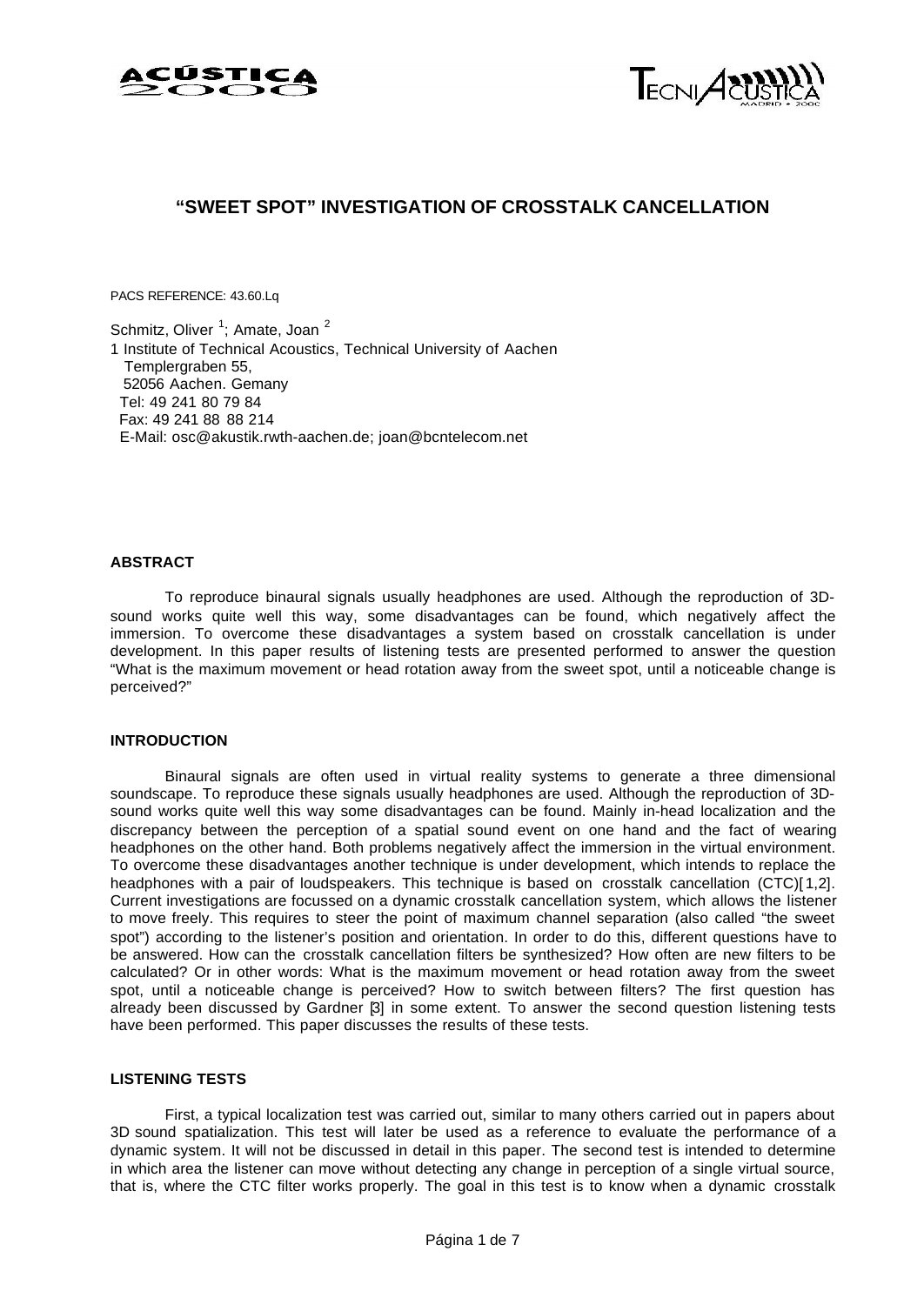# "SWEET SPOT" INVESTIGATION OF CROSSTALK CANCELLATION

PACS REFERENCE: 43.60.Lq

Schmitz, Oliver [1]; Amate, Joan [2]
1 Institute of Technical Acoustics, Technical University of Aachen
Templergraben 55,
52056 Aachen. Gemany
Tel: 49 241 80 79 84
Fax: 49 241 88 88 214
E-Mail: osc@akustik.rwth-aachen.de; joan@bcntelecom.net

## ABSTRACT

To reproduce binaural signals usually headphones are used. Although the reproduction of 3D-sound works quite well this way, some disadvantages can be found, which negatively affect the immersion. To overcome these disadvantages a system based on crosstalk cancellation is under development. In this paper results of listening tests are presented performed to answer the question "What is the maximum movement or head rotation away from the sweet spot, until a noticeable change is perceived?"

## INTRODUCTION

Binaural signals are often used in virtual reality systems to generate a three dimensional soundscape. To reproduce these signals usually headphones are used. Although the reproduction of 3D-sound works quite well this way some disadvantages can be found. Mainly in-head localization and the discrepancy between the perception of a spatial sound event on one hand and the fact of wearing headphones on the other hand. Both problems negatively affect the immersion in the virtual environment. To overcome these disadvantages another technique is under development, which intends to replace the headphones with a pair of loudspeakers. This technique is based on crosstalk cancellation (CTC)[1,2]. Current investigations are focussed on a dynamic crosstalk cancellation system, which allows the listener to move freely. This requires to steer the point of maximum channel separation (also called "the sweet spot") according to the listener's position and orientation. In order to do this, different questions have to be answered. How can the crosstalk cancellation filters be synthesized? How often are new filters to be calculated? Or in other words: What is the maximum movement or head rotation away from the sweet spot, until a noticeable change is perceived? How to switch between filters? The first question has already been discussed by Gardner [3] in some extent. To answer the second question listening tests have been performed. This paper discusses the results of these tests.

## LISTENING TESTS

First, a typical localization test was carried out, similar to many others carried out in papers about 3D sound spatialization. This test will later be used as a reference to evaluate the performance of a dynamic system. It will not be discussed in detail in this paper. The second test is intended to determine in which area the listener can move without detecting any change in perception of a single virtual source, that is, where the CTC filter works properly. The goal in this test is to know when a dynamic crosstalk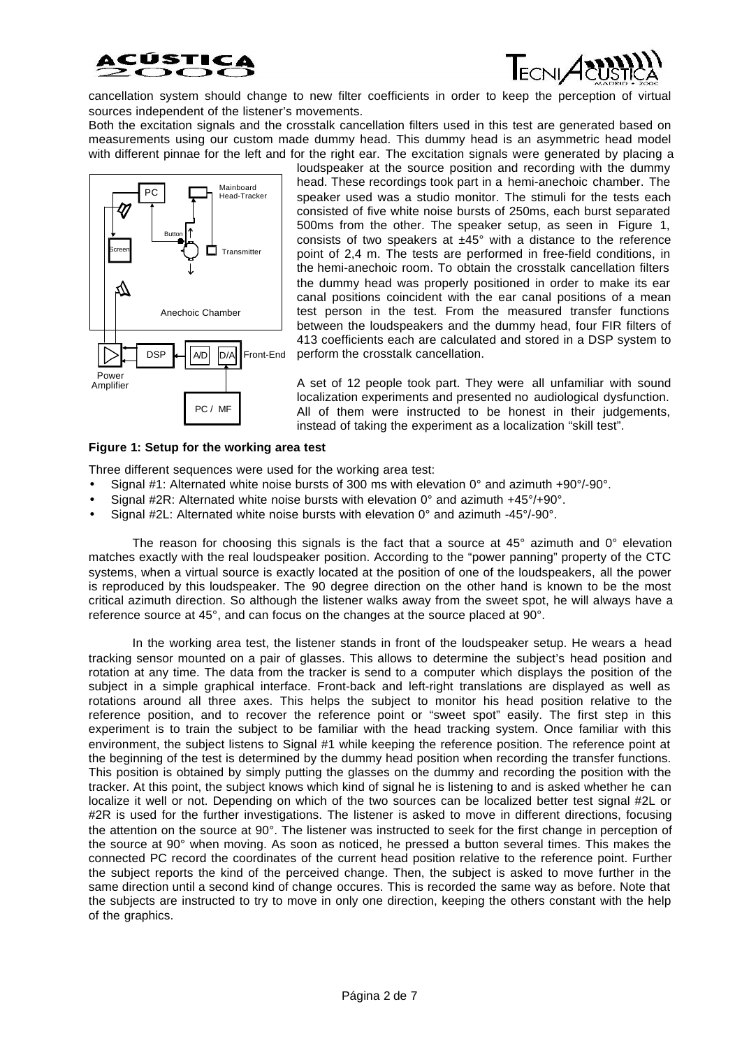cancellation system should change to new filter coefficients in order to keep the perception of virtual sources independent of the listener's movements.

Both the excitation signals and the crosstalk cancellation filters used in this test are generated based on measurements using our custom made dummy head. This dummy head is an asymmetric head model with different pinnae for the left and for the right ear. The excitation signals were generated by placing a loudspeaker at the source position and recording with the dummy head. These recordings took part in a hemi-anechoic chamber. The speaker used was a studio monitor. The stimuli for the tests each consisted of five white noise bursts of 250ms, each burst separated 500ms from the other. The speaker setup, as seen in Figure 1, consists of two speakers at ±45° with a distance to the reference point of 2,4 m. The tests are performed in free-field conditions, in the hemi-anechoic room. To obtain the crosstalk cancellation filters the dummy head was properly positioned in order to make its ear canal positions coincident with the ear canal positions of a mean test person in the test. From the measured transfer functions between the loudspeakers and the dummy head, four FIR filters of 413 coefficients each are calculated and stored in a DSP system to perform the crosstalk cancellation.

A set of 12 people took part. They were all unfamiliar with sound localization experiments and presented no audiological dysfunction. All of them were instructed to be honest in their judgements, instead of taking the experiment as a localization "skill test".

**Figure 1: Setup for the working area test**

Three different sequences were used for the working area test:

- Signal #1: Alternated white noise bursts of 300 ms with elevation 0° and azimuth +90°/-90°.
- Signal #2R: Alternated white noise bursts with elevation 0° and azimuth +45°/+90°.
- Signal #2L: Alternated white noise bursts with elevation 0° and azimuth -45°/-90°.

The reason for choosing this signals is the fact that a source at 45° azimuth and 0° elevation matches exactly with the real loudspeaker position. According to the "power panning" property of the CTC systems, when a virtual source is exactly located at the position of one of the loudspeakers, all the power is reproduced by this loudspeaker. The 90 degree direction on the other hand is known to be the most critical azimuth direction. So although the listener walks away from the sweet spot, he will always have a reference source at 45°, and can focus on the changes at the source placed at 90°.

In the working area test, the listener stands in front of the loudspeaker setup. He wears a head tracking sensor mounted on a pair of glasses. This allows to determine the subject's head position and rotation at any time. The data from the tracker is send to a computer which displays the position of the subject in a simple graphical interface. Front-back and left-right translations are displayed as well as rotations around all three axes. This helps the subject to monitor his head position relative to the reference position, and to recover the reference point or "sweet spot" easily. The first step in this experiment is to train the subject to be familiar with the head tracking system. Once familiar with this environment, the subject listens to Signal #1 while keeping the reference position. The reference point at the beginning of the test is determined by the dummy head position when recording the transfer functions. This position is obtained by simply putting the glasses on the dummy and recording the position with the tracker. At this point, the subject knows which kind of signal he is listening to and is asked whether he can localize it well or not. Depending on which of the two sources can be localized better test signal #2L or #2R is used for the further investigations. The listener is asked to move in different directions, focusing the attention on the source at 90°. The listener was instructed to seek for the first change in perception of the source at 90° when moving. As soon as noticed, he pressed a button several times. This makes the connected PC record the coordinates of the current head position relative to the reference point. Further the subject reports the kind of the perceived change. Then, the subject is asked to move further in the same direction until a second kind of change occures. This is recorded the same way as before. Note that the subjects are instructed to try to move in only one direction, keeping the others constant with the help of the graphics.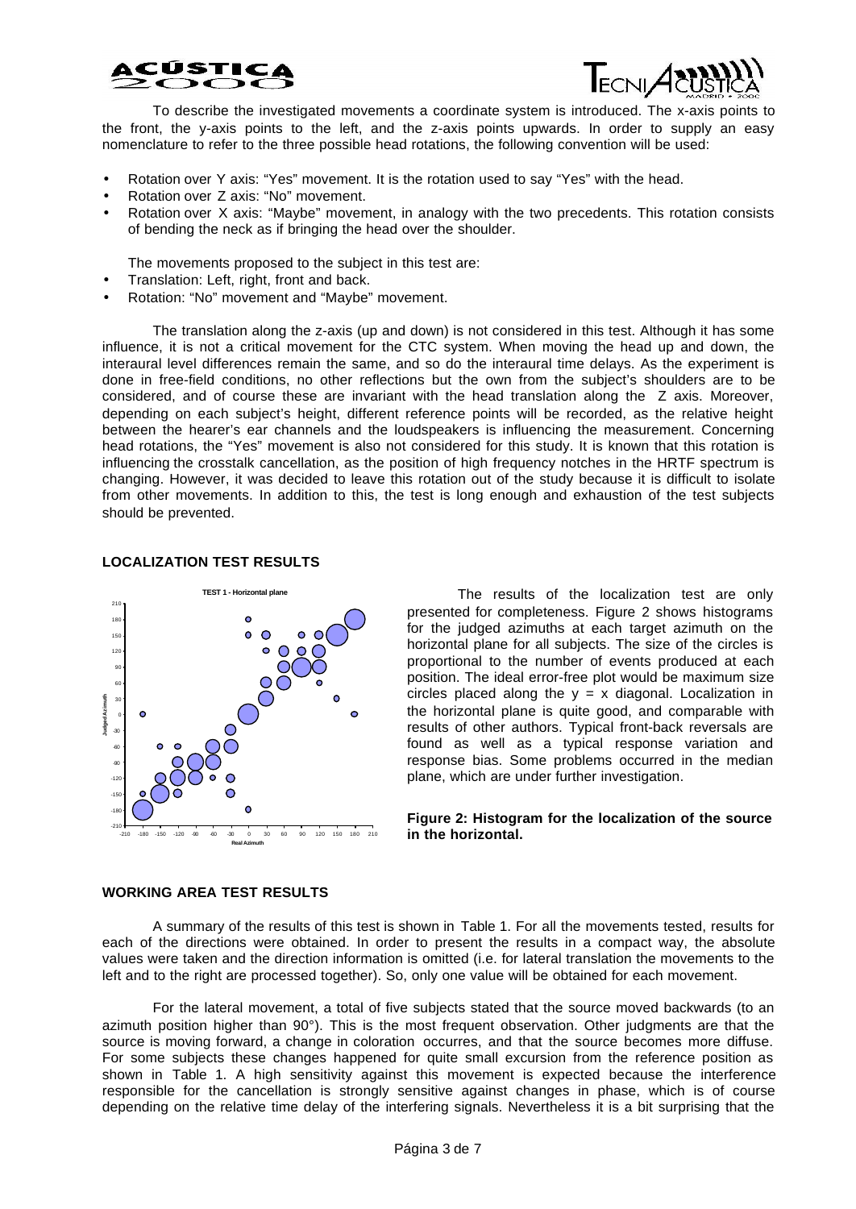To describe the investigated movements a coordinate system is introduced. The x-axis points to the front, the y-axis points to the left, and the z-axis points upwards. In order to supply an easy nomenclature to refer to the three possible head rotations, the following convention will be used:

- Rotation over Y axis: "Yes" movement. It is the rotation used to say "Yes" with the head.
- Rotation over Z axis: "No" movement.
- Rotation over X axis: "Maybe" movement, in analogy with the two precedents. This rotation consists of bending the neck as if bringing the head over the shoulder.

The movements proposed to the subject in this test are:

- Translation: Left, right, front and back.
- Rotation: "No" movement and "Maybe" movement.

The translation along the z-axis (up and down) is not considered in this test. Although it has some influence, it is not a critical movement for the CTC system. When moving the head up and down, the interaural level differences remain the same, and so do the interaural time delays. As the experiment is done in free-field conditions, no other reflections but the own from the subject's shoulders are to be considered, and of course these are invariant with the head translation along the Z axis. Moreover, depending on each subject's height, different reference points will be recorded, as the relative height between the hearer's ear channels and the loudspeakers is influencing the measurement. Concerning head rotations, the "Yes" movement is also not considered for this study. It is known that this rotation is influencing the crosstalk cancellation, as the position of high frequency notches in the HRTF spectrum is changing. However, it was decided to leave this rotation out of the study because it is difficult to isolate from other movements. In addition to this, the test is long enough and exhaustion of the test subjects should be prevented.

## LOCALIZATION TEST RESULTS

The results of the localization test are only presented for completeness. Figure 2 shows histograms for the judged azimuths at each target azimuth on the horizontal plane for all subjects. The size of the circles is proportional to the number of events produced at each position. The ideal error-free plot would be maximum size circles placed along the y = x diagonal. Localization in the horizontal plane is quite good, and comparable with results of other authors. Typical front-back reversals are found as well as a typical response variation and response bias. Some problems occurred in the median plane, which are under further investigation.

**Figure 2: Histogram for the localization of the source in the horizontal.**

## WORKING AREA TEST RESULTS

A summary of the results of this test is shown in Table 1. For all the movements tested, results for each of the directions were obtained. In order to present the results in a compact way, the absolute values were taken and the direction information is omitted (i.e. for lateral translation the movements to the left and to the right are processed together). So, only one value will be obtained for each movement.

For the lateral movement, a total of five subjects stated that the source moved backwards (to an azimuth position higher than 90°). This is the most frequent observation. Other judgments are that the source is moving forward, a change in coloration occurres, and that the source becomes more diffuse. For some subjects these changes happened for quite small excursion from the reference position as shown in Table 1. A high sensitivity against this movement is expected because the interference responsible for the cancellation is strongly sensitive against changes in phase, which is of course depending on the relative time delay of the interfering signals. Nevertheless it is a bit surprising that the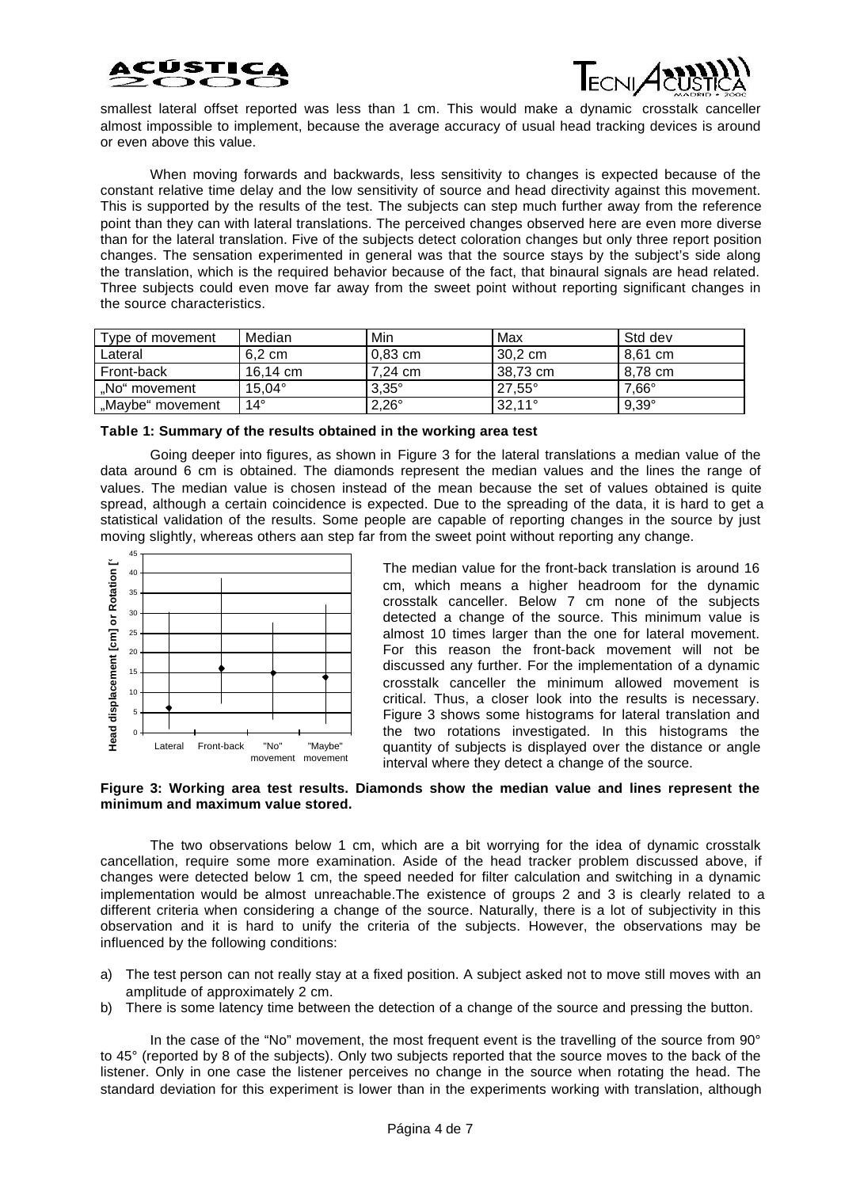smallest lateral offset reported was less than 1 cm. This would make a dynamic crosstalk canceller almost impossible to implement, because the average accuracy of usual head tracking devices is around or even above this value.

When moving forwards and backwards, less sensitivity to changes is expected because of the constant relative time delay and the low sensitivity of source and head directivity against this movement. This is supported by the results of the test. The subjects can step much further away from the reference point than they can with lateral translations. The perceived changes observed here are even more diverse than for the lateral translation. Five of the subjects detect coloration changes but only three report position changes. The sensation experimented in general was that the source stays by the subject's side along the translation, which is the required behavior because of the fact, that binaural signals are head related. Three subjects could even move far away from the sweet point without reporting significant changes in the source characteristics.

| Type of movement | Median | Min | Max | Std dev |
|---|---|---|---|---|
| Lateral | 6,2 cm | 0,83 cm | 30,2 cm | 8,61 cm |
| Front-back | 16,14 cm | 7,24 cm | 38,73 cm | 8,78 cm |
| „No“ movement | 15,04° | 3,35° | 27,55° | 7,66° |
| „Maybe“ movement | 14° | 2,26° | 32,11° | 9,39° |

**Table 1: Summary of the results obtained in the working area test**

Going deeper into figures, as shown in Figure 3 for the lateral translations a median value of the data around 6 cm is obtained. The diamonds represent the median values and the lines the range of values. The median value is chosen instead of the mean because the set of values obtained is quite spread, although a certain coincidence is expected. Due to the spreading of the data, it is hard to get a statistical validation of the results. Some people are capable of reporting changes in the source by just moving slightly, whereas others aan step far from the sweet point without reporting any change.

The median value for the front-back translation is around 16 cm, which means a higher headroom for the dynamic crosstalk canceller. Below 7 cm none of the subjects detected a change of the source. This minimum value is almost 10 times larger than the one for lateral movement. For this reason the front-back movement will not be discussed any further. For the implementation of a dynamic crosstalk canceller the minimum allowed movement is critical. Thus, a closer look into the results is necessary. Figure 3 shows some histograms for lateral translation and the two rotations investigated. In this histograms the quantity of subjects is displayed over the distance or angle interval where they detect a change of the source.

**Figure 3: Working area test results. Diamonds show the median value and lines represent the minimum and maximum value stored.**

The two observations below 1 cm, which are a bit worrying for the idea of dynamic crosstalk cancellation, require some more examination. Aside of the head tracker problem discussed above, if changes were detected below 1 cm, the speed needed for filter calculation and switching in a dynamic implementation would be almost unreachable.The existence of groups 2 and 3 is clearly related to a different criteria when considering a change of the source. Naturally, there is a lot of subjectivity in this observation and it is hard to unify the criteria of the subjects. However, the observations may be influenced by the following conditions:

a) The test person can not really stay at a fixed position. A subject asked not to move still moves with an amplitude of approximately 2 cm.
b) There is some latency time between the detection of a change of the source and pressing the button.

In the case of the "No" movement, the most frequent event is the travelling of the source from 90° to 45° (reported by 8 of the subjects). Only two subjects reported that the source moves to the back of the listener. Only in one case the listener perceives no change in the source when rotating the head. The standard deviation for this experiment is lower than in the experiments working with translation, although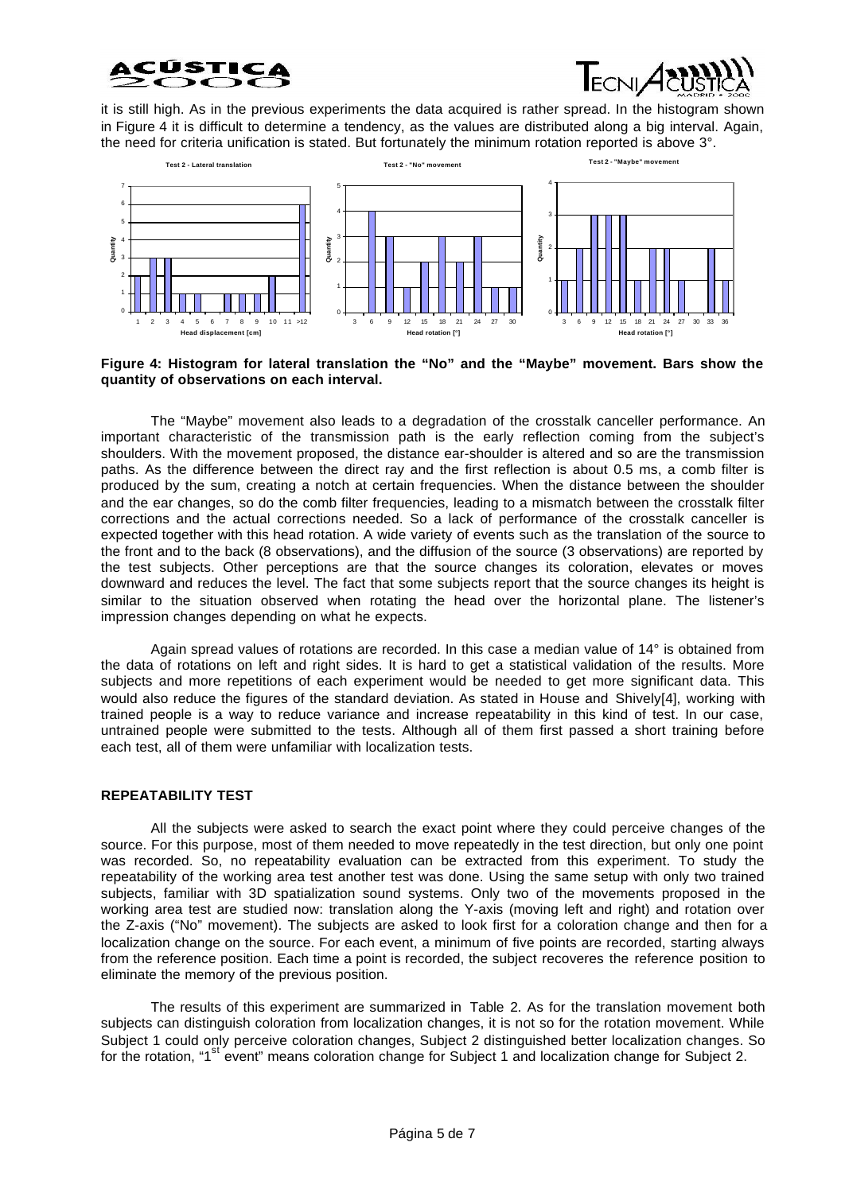it is still high. As in the previous experiments the data acquired is rather spread. In the histogram shown in Figure 4 it is difficult to determine a tendency, as the values are distributed along a big interval. Again, the need for criteria unification is stated. But fortunately the minimum rotation reported is above 3°.

**Figure 4: Histogram for lateral translation the "No" and the "Maybe" movement. Bars show the quantity of observations on each interval.**

The "Maybe" movement also leads to a degradation of the crosstalk canceller performance. An important characteristic of the transmission path is the early reflection coming from the subject's shoulders. With the movement proposed, the distance ear-shoulder is altered and so are the transmission paths. As the difference between the direct ray and the first reflection is about 0.5 ms, a comb filter is produced by the sum, creating a notch at certain frequencies. When the distance between the shoulder and the ear changes, so do the comb filter frequencies, leading to a mismatch between the crosstalk filter corrections and the actual corrections needed. So a lack of performance of the crosstalk canceller is expected together with this head rotation. A wide variety of events such as the translation of the source to the front and to the back (8 observations), and the diffusion of the source (3 observations) are reported by the test subjects. Other perceptions are that the source changes its coloration, elevates or moves downward and reduces the level. The fact that some subjects report that the source changes its height is similar to the situation observed when rotating the head over the horizontal plane. The listener's impression changes depending on what he expects.

Again spread values of rotations are recorded. In this case a median value of 14° is obtained from the data of rotations on left and right sides. It is hard to get a statistical validation of the results. More subjects and more repetitions of each experiment would be needed to get more significant data. This would also reduce the figures of the standard deviation. As stated in House and Shively[4], working with trained people is a way to reduce variance and increase repeatability in this kind of test. In our case, untrained people were submitted to the tests. Although all of them first passed a short training before each test, all of them were unfamiliar with localization tests.

### REPEATABILITY TEST

All the subjects were asked to search the exact point where they could perceive changes of the source. For this purpose, most of them needed to move repeatedly in the test direction, but only one point was recorded. So, no repeatability evaluation can be extracted from this experiment. To study the repeatability of the working area test another test was done. Using the same setup with only two trained subjects, familiar with 3D spatialization sound systems. Only two of the movements proposed in the working area test are studied now: translation along the Y-axis (moving left and right) and rotation over the Z-axis ("No" movement). The subjects are asked to look first for a coloration change and then for a localization change on the source. For each event, a minimum of five points are recorded, starting always from the reference position. Each time a point is recorded, the subject recoveres the reference position to eliminate the memory of the previous position.

The results of this experiment are summarized in Table 2. As for the translation movement both subjects can distinguish coloration from localization changes, it is not so for the rotation movement. While Subject 1 could only perceive coloration changes, Subject 2 distinguished better localization changes. So for the rotation, "1st event" means coloration change for Subject 1 and localization change for Subject 2.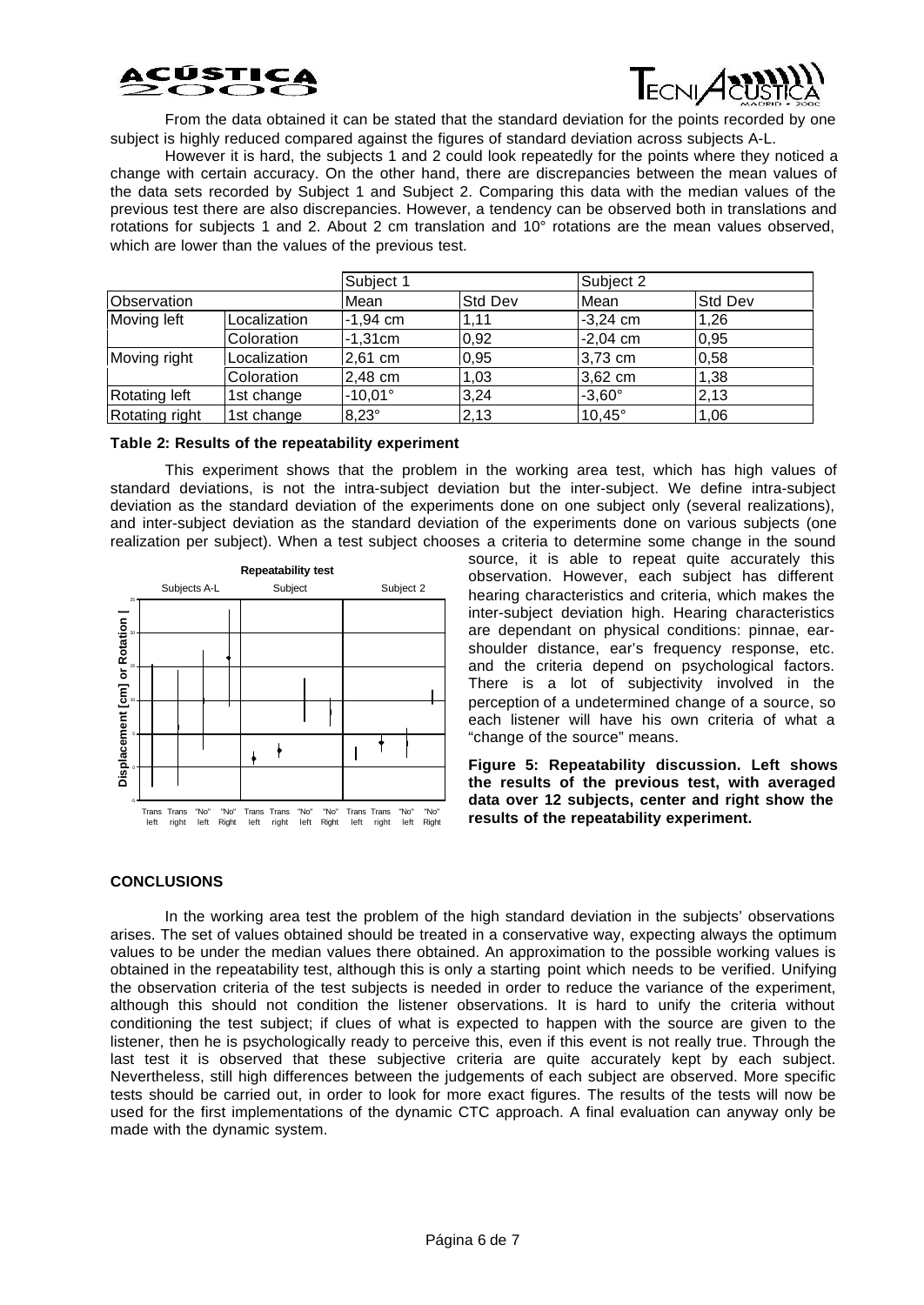From the data obtained it can be stated that the standard deviation for the points recorded by one subject is highly reduced compared against the figures of standard deviation across subjects A-L.

However it is hard, the subjects 1 and 2 could look repeatedly for the points where they noticed a change with certain accuracy. On the other hand, there are discrepancies between the mean values of the data sets recorded by Subject 1 and Subject 2. Comparing this data with the median values of the previous test there are also discrepancies. However, a tendency can be observed both in translations and rotations for subjects 1 and 2. About 2 cm translation and 10° rotations are the mean values observed, which are lower than the values of the previous test.

| | | Subject 1 | | Subject 2 | |
|---|---|---|---|---|---|
| Observation | | Mean | Std Dev | Mean | Std Dev |
| Moving left | Localization | -1,94 cm | 1,11 | -3,24 cm | 1,26 |
| | Coloration | -1,31cm | 0,92 | -2,04 cm | 0,95 |
| Moving right | Localization | 2,61 cm | 0,95 | 3,73 cm | 0,58 |
| | Coloration | 2,48 cm | 1,03 | 3,62 cm | 1,38 |
| Rotating left | 1st change | -10,01° | 3,24 | -3,60° | 2,13 |
| Rotating right | 1st change | 8,23° | 2,13 | 10,45° | 1,06 |

**Table 2: Results of the repeatability experiment**

This experiment shows that the problem in the working area test, which has high values of standard deviations, is not the intra-subject deviation but the inter-subject. We define intra-subject deviation as the standard deviation of the experiments done on one subject only (several realizations), and inter-subject deviation as the standard deviation of the experiments done on various subjects (one realization per subject). When a test subject chooses a criteria to determine some change in the sound source, it is able to repeat quite accurately this observation. However, each subject has different hearing characteristics and criteria, which makes the inter-subject deviation high. Hearing characteristics are dependant on physical conditions: pinnae, ear-shoulder distance, ear's frequency response, etc. and the criteria depend on psychological factors. There is a lot of subjectivity involved in the perception of a undetermined change of a source, so each listener will have his own criteria of what a "change of the source" means.

**Figure 5: Repeatability discussion. Left shows the results of the previous test, with averaged data over 12 subjects, center and right show the results of the repeatability experiment.**

## CONCLUSIONS

In the working area test the problem of the high standard deviation in the subjects' observations arises. The set of values obtained should be treated in a conservative way, expecting always the optimum values to be under the median values there obtained. An approximation to the possible working values is obtained in the repeatability test, although this is only a starting point which needs to be verified. Unifying the observation criteria of the test subjects is needed in order to reduce the variance of the experiment, although this should not condition the listener observations. It is hard to unify the criteria without conditioning the test subject; if clues of what is expected to happen with the source are given to the listener, then he is psychologically ready to perceive this, even if this event is not really true. Through the last test it is observed that these subjective criteria are quite accurately kept by each subject. Nevertheless, still high differences between the judgements of each subject are observed. More specific tests should be carried out, in order to look for more exact figures. The results of the tests will now be used for the first implementations of the dynamic CTC approach. A final evaluation can anyway only be made with the dynamic system.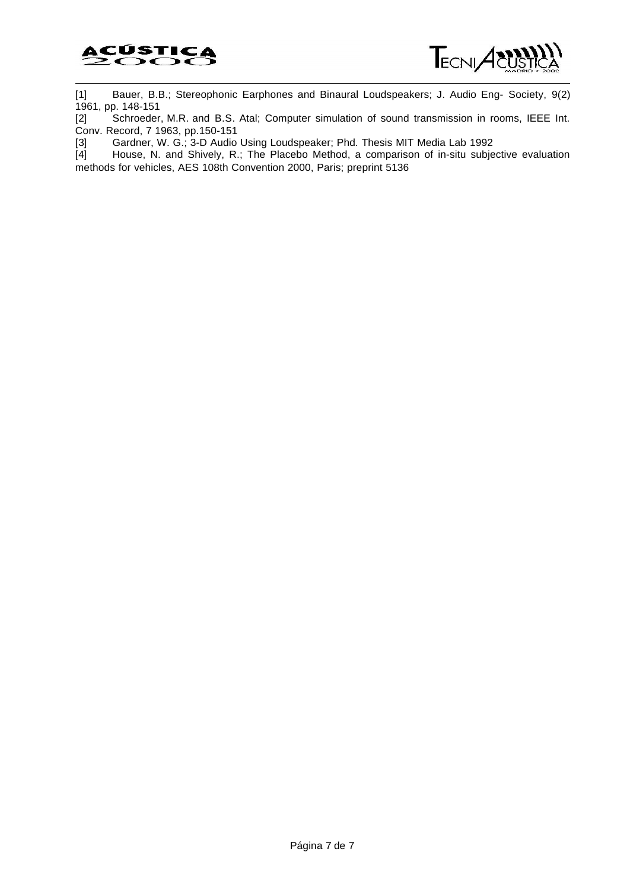[1] Bauer, B.B.; Stereophonic Earphones and Binaural Loudspeakers; J. Audio Eng- Society, 9(2) 1961, pp. 148-151

[2] Schroeder, M.R. and B.S. Atal; Computer simulation of sound transmission in rooms, IEEE Int. Conv. Record, 7 1963, pp.150-151

[3] Gardner, W. G.; 3-D Audio Using Loudspeaker; Phd. Thesis MIT Media Lab 1992

[4] House, N. and Shively, R.; The Placebo Method, a comparison of in-situ subjective evaluation methods for vehicles, AES 108th Convention 2000, Paris; preprint 5136